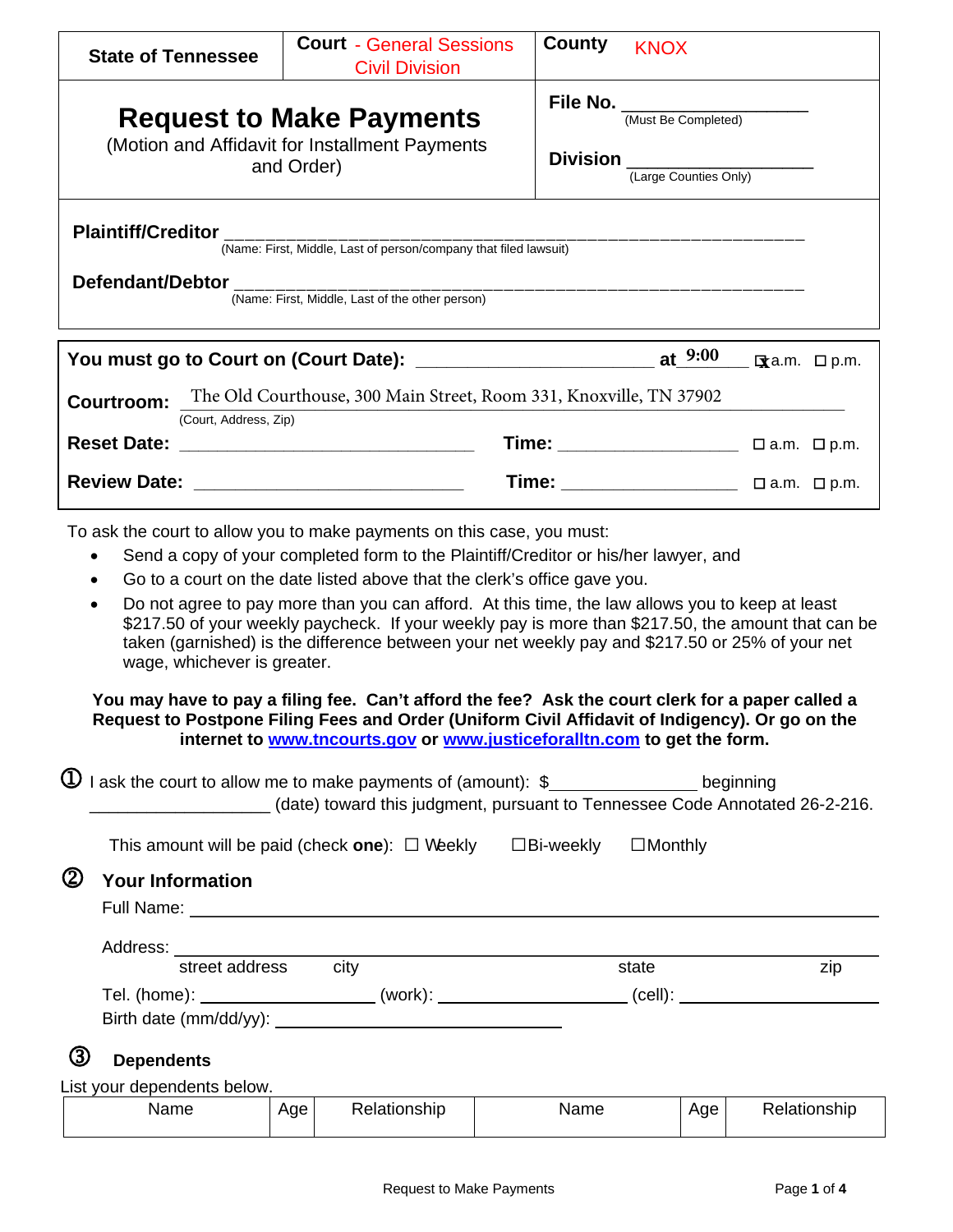| State of Tennessee | Court - General Sessions Civil Division | County KNOX |
|---|---|---|

# Request to Make Payments

(Motion and Affidavit for Installment Payments and Order)

**File No.** ____________________
(Must Be Completed)

**Division** ____________________
(Large Counties Only)

**Plaintiff/Creditor** ____________________________________________________________
(Name: First, Middle, Last of person/company that filed lawsuit)

**Defendant/Debtor** ____________________________________________________________
(Name: First, Middle, Last of the other person)

**You must go to Court on (Court Date):** __________________________ **at** 9:00 ☒ a.m. ☐ p.m.

**Courtroom:** The Old Courthouse, 300 Main Street, Room 331, Knoxville, TN 37902
(Court, Address, Zip)

**Reset Date:** ______________________________ **Time:** ____________________ ☐ a.m. ☐ p.m.

**Review Date:** ______________________________ **Time:** ____________________ ☐ a.m. ☐ p.m.

To ask the court to allow you to make payments on this case, you must:

- Send a copy of your completed form to the Plaintiff/Creditor or his/her lawyer, and
- Go to a court on the date listed above that the clerk's office gave you.
- Do not agree to pay more than you can afford. At this time, the law allows you to keep at least $217.50 of your weekly paycheck. If your weekly pay is more than $217.50, the amount that can be taken (garnished) is the difference between your net weekly pay and $217.50 or 25% of your net wage, whichever is greater.

**You may have to pay a filing fee. Can't afford the fee? Ask the court clerk for a paper called a Request to Postpone Filing Fees and Order (Uniform Civil Affidavit of Indigency). Or go on the internet to www.tncourts.gov or www.justiceforalltn.com to get the form.**

① I ask the court to allow me to make payments of (amount): $_______________ beginning ___________________ (date) toward this judgment, pursuant to Tennessee Code Annotated 26-2-216.

This amount will be paid (check **one**): ☐ Weekly ☐ Bi-weekly ☐ Monthly

## ② Your Information

Full Name: ____________________________________________________________

Address: ____________________________________________________________
street address city state zip

Tel. (home): ____________________ (work): ____________________ (cell): ____________________

Birth date (mm/dd/yy): ______________________________

## ③ Dependents

List your dependents below.

| Name | Age | Relationship | Name | Age | Relationship |
|---|---|---|---|---|---|
| | | | | | |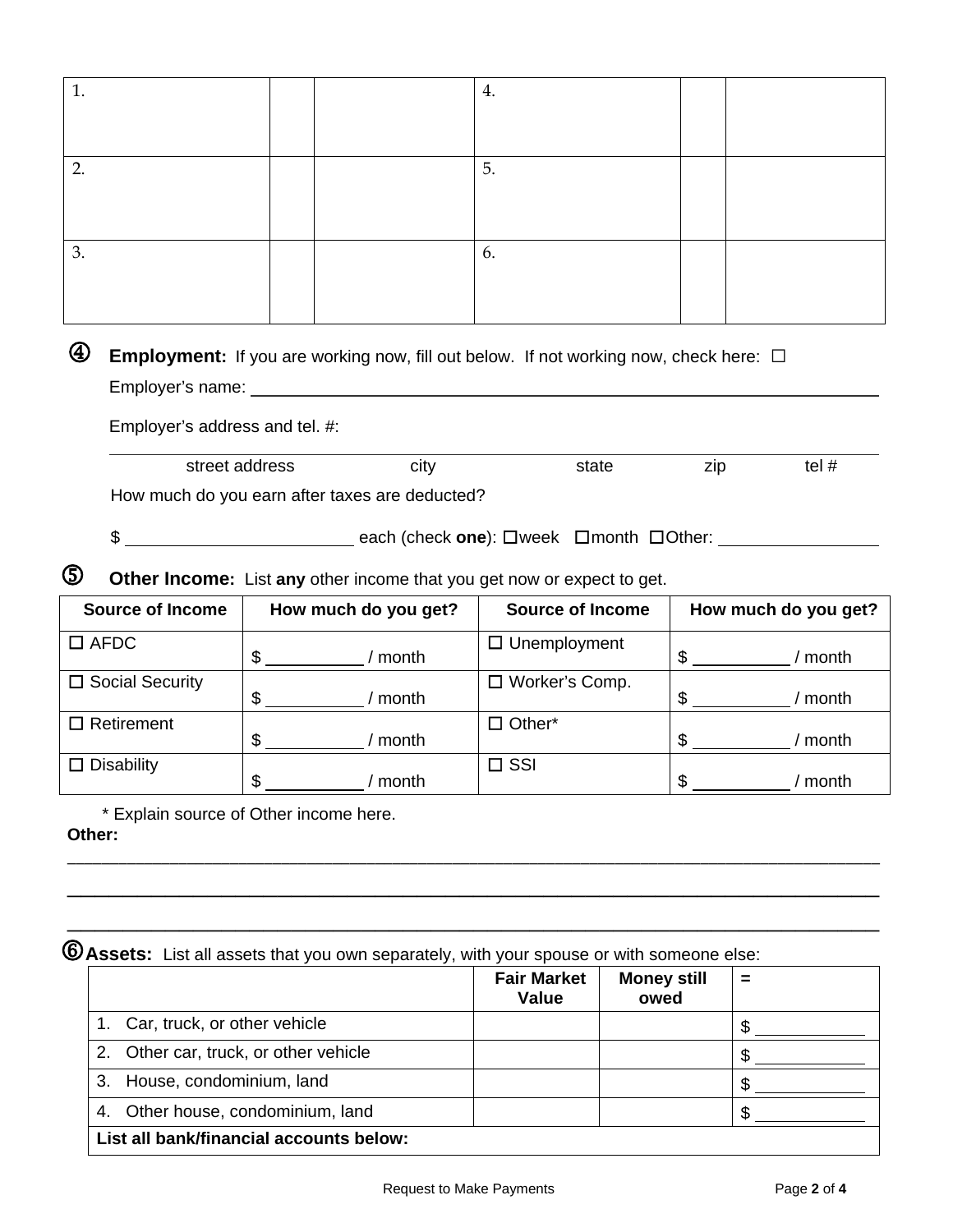| 1. | | | 4. | | |
|---|---|---|---|---|---|
| 2. | | | 5. | | |
| 3. | | | 6. | | |

④ **Employment:** If you are working now, fill out below. If not working now, check here: ☐

Employer's name: ___________________________________________

Employer's address and tel. #:

_____________________________________________________________

street address    city    state    zip    tel #

How much do you earn after taxes are deducted?

$ ____________________ each (check **one**): ☐week ☐month ☐Other: ______________

⑤ **Other Income:** List **any** other income that you get now or expect to get.

| Source of Income | How much do you get? | Source of Income | How much do you get? |
|---|---|---|---|
| ☐ AFDC | $ __________ / month | ☐ Unemployment | $ __________ / month |
| ☐ Social Security | $ __________ / month | ☐ Worker's Comp. | $ __________ / month |
| ☐ Retirement | $ __________ / month | ☐ Other* | $ __________ / month |
| ☐ Disability | $ __________ / month | ☐ SSI | $ __________ / month |

\* Explain source of Other income here.

**Other:**

_____________________________________________________________

_____________________________________________________________

_____________________________________________________________

⑥ **Assets:** List all assets that you own separately, with your spouse or with someone else:

| | Fair Market Value | Money still owed | = |
|---|---|---|---|
| 1. Car, truck, or other vehicle | | | $ __________ |
| 2. Other car, truck, or other vehicle | | | $ __________ |
| 3. House, condominium, land | | | $ __________ |
| 4. Other house, condominium, land | | | $ __________ |
| **List all bank/financial accounts below:** | | | |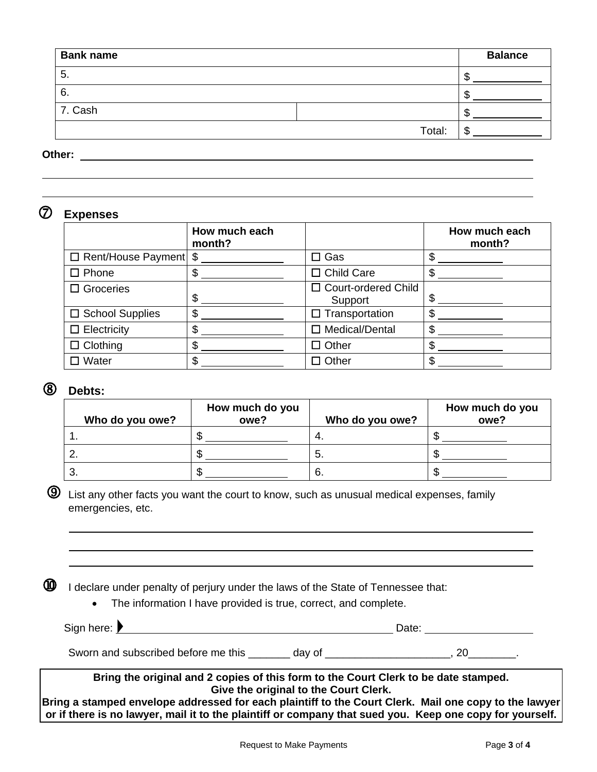| Bank name | | Balance |
|---|---|---|
| 5. | | $ ___________ |
| 6. | | $ ___________ |
| 7. Cash | | $ ___________ |
| | Total: | $ ___________ |

**Other:** ______________________________________________________________________

______________________________________________________________________________

______________________________________________________________________________

## ⑦ Expenses

| | How much each month? | | How much each month? |
|---|---|---|---|
| ☐ Rent/House Payment | $ ___________ | ☐ Gas | $ ___________ |
| ☐ Phone | $ ___________ | ☐ Child Care | $ ___________ |
| ☐ Groceries | $ ___________ | ☐ Court-ordered Child Support | $ ___________ |
| ☐ School Supplies | $ ___________ | ☐ Transportation | $ ___________ |
| ☐ Electricity | $ ___________ | ☐ Medical/Dental | $ ___________ |
| ☐ Clothing | $ ___________ | ☐ Other | $ ___________ |
| ☐ Water | $ ___________ | ☐ Other | $ ___________ |

## ⑧ Debts:

| Who do you owe? | How much do you owe? | Who do you owe? | How much do you owe? |
|---|---|---|---|
| 1. | $ ___________ | 4. | $ ___________ |
| 2. | $ ___________ | 5. | $ ___________ |
| 3. | $ ___________ | 6. | $ ___________ |

⑨ List any other facts you want the court to know, such as unusual medical expenses, family emergencies, etc.

______________________________________________________________________________

______________________________________________________________________________

______________________________________________________________________________

⑩ I declare under penalty of perjury under the laws of the State of Tennessee that:

- The information I have provided is true, correct, and complete.

Sign here: ▶ ___________________________________________ Date: _________________

Sworn and subscribed before me this _______ day of _____________________, 20________.

**Bring the original and 2 copies of this form to the Court Clerk to be date stamped. Give the original to the Court Clerk. Bring a stamped envelope addressed for each plaintiff to the Court Clerk. Mail one copy to the lawyer or if there is no lawyer, mail it to the plaintiff or company that sued you. Keep one copy for yourself.**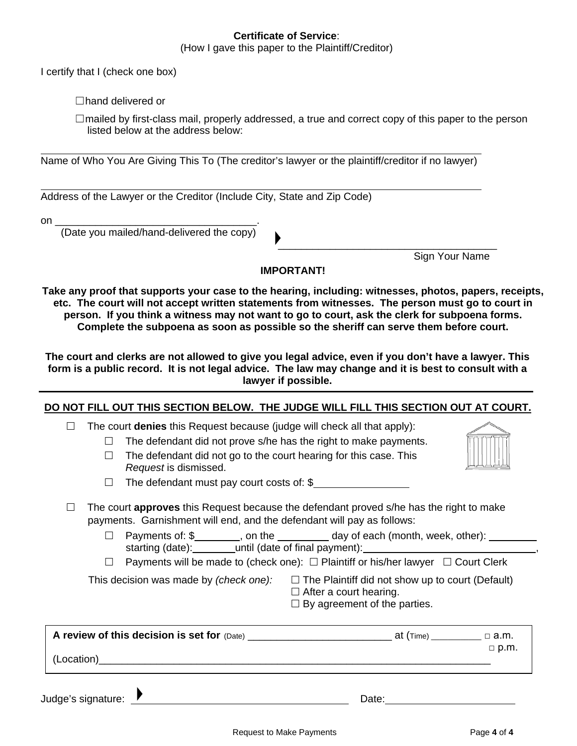**Certificate of Service**:
(How I gave this paper to the Plaintiff/Creditor)

I certify that I (check one box)

☐hand delivered or

☐mailed by first-class mail, properly addressed, a true and correct copy of this paper to the person listed below at the address below:

\_\_\_\_\_\_\_\_\_\_\_\_\_\_\_\_\_\_\_\_\_\_\_\_\_\_\_\_\_\_\_\_\_\_\_\_\_\_\_\_\_\_\_\_\_\_\_\_\_\_\_\_\_\_\_\_\_\_\_\_\_\_\_\_\_\_\_\_\_\_
Name of Who You Are Giving This To (The creditor's lawyer or the plaintiff/creditor if no lawyer)

\_\_\_\_\_\_\_\_\_\_\_\_\_\_\_\_\_\_\_\_\_\_\_\_\_\_\_\_\_\_\_\_\_\_\_\_\_\_\_\_\_\_\_\_\_\_\_\_\_\_\_\_\_\_\_\_\_\_\_\_\_\_\_\_\_\_\_\_\_\_
Address of the Lawyer or the Creditor (Include City, State and Zip Code)

on \_\_\_\_\_\_\_\_\_\_\_\_\_\_\_\_\_\_\_\_\_\_\_\_\_\_\_\_\_\_\_\_\_\_.
(Date you mailed/hand-delivered the copy)

\_\_\_\_\_\_\_\_\_\_\_\_\_\_\_\_\_\_\_\_\_\_\_\_\_\_\_\_\_\_\_\_\_\_\_\_\_\_
Sign Your Name

**IMPORTANT!**

**Take any proof that supports your case to the hearing, including: witnesses, photos, papers, receipts, etc. The court will not accept written statements from witnesses. The person must go to court in person. If you think a witness may not want to go to court, ask the clerk for subpoena forms. Complete the subpoena as soon as possible so the sheriff can serve them before court.**

**The court and clerks are not allowed to give you legal advice, even if you don't have a lawyer. This form is a public record. It is not legal advice. The law may change and it is best to consult with a lawyer if possible.**

---

**DO NOT FILL OUT THIS SECTION BELOW. THE JUDGE WILL FILL THIS SECTION OUT AT COURT.**

☐ The court **denies** this Request because (judge will check all that apply):
- ☐ The defendant did not prove s/he has the right to make payments.
- ☐ The defendant did not go to the court hearing for this case. This *Request* is dismissed.
- ☐ The defendant must pay court costs of: $\_\_\_\_\_\_\_\_\_\_\_\_\_\_\_\_

☐ The court **approves** this Request because the defendant proved s/he has the right to make payments. Garnishment will end, and the defendant will pay as follows:
- ☐ Payments of: $\_\_\_\_\_\_\_\_, on the \_\_\_\_\_\_\_\_\_ day of each (month, week, other): \_\_\_\_\_\_\_\_\_ starting (date):\_\_\_\_\_\_\_\_until (date of final payment):\_\_\_\_\_\_\_\_\_\_\_\_\_\_\_\_\_\_\_\_\_\_\_\_\_\_\_\_\_\_\_,
- ☐ Payments will be made to (check one): ☐ Plaintiff or his/her lawyer ☐ Court Clerk

This decision was made by *(check one):*
- ☐ The Plaintiff did not show up to court (Default)
- ☐ After a court hearing.
- ☐ By agreement of the parties.

**A review of this decision is set for** (Date) \_\_\_\_\_\_\_\_\_\_\_\_\_\_\_\_\_\_\_\_\_\_\_\_\_\_ at (Time) \_\_\_\_\_\_\_\_\_\_ □ a.m. □ p.m.
(Location)\_\_\_\_\_\_\_\_\_\_\_\_\_\_\_\_\_\_\_\_\_\_\_\_\_\_\_\_\_\_\_\_\_\_\_\_\_\_\_\_\_\_\_\_\_\_\_\_\_\_\_\_\_\_\_\_\_\_\_\_\_\_\_\_\_\_\_\_

Judge's signature: \_\_\_\_\_\_\_\_\_\_\_\_\_\_\_\_\_\_\_\_\_\_\_\_\_\_\_\_\_\_\_\_\_\_\_\_\_\_ Date:\_\_\_\_\_\_\_\_\_\_\_\_\_\_\_\_\_\_\_\_\_\_\_

Request to Make Payments